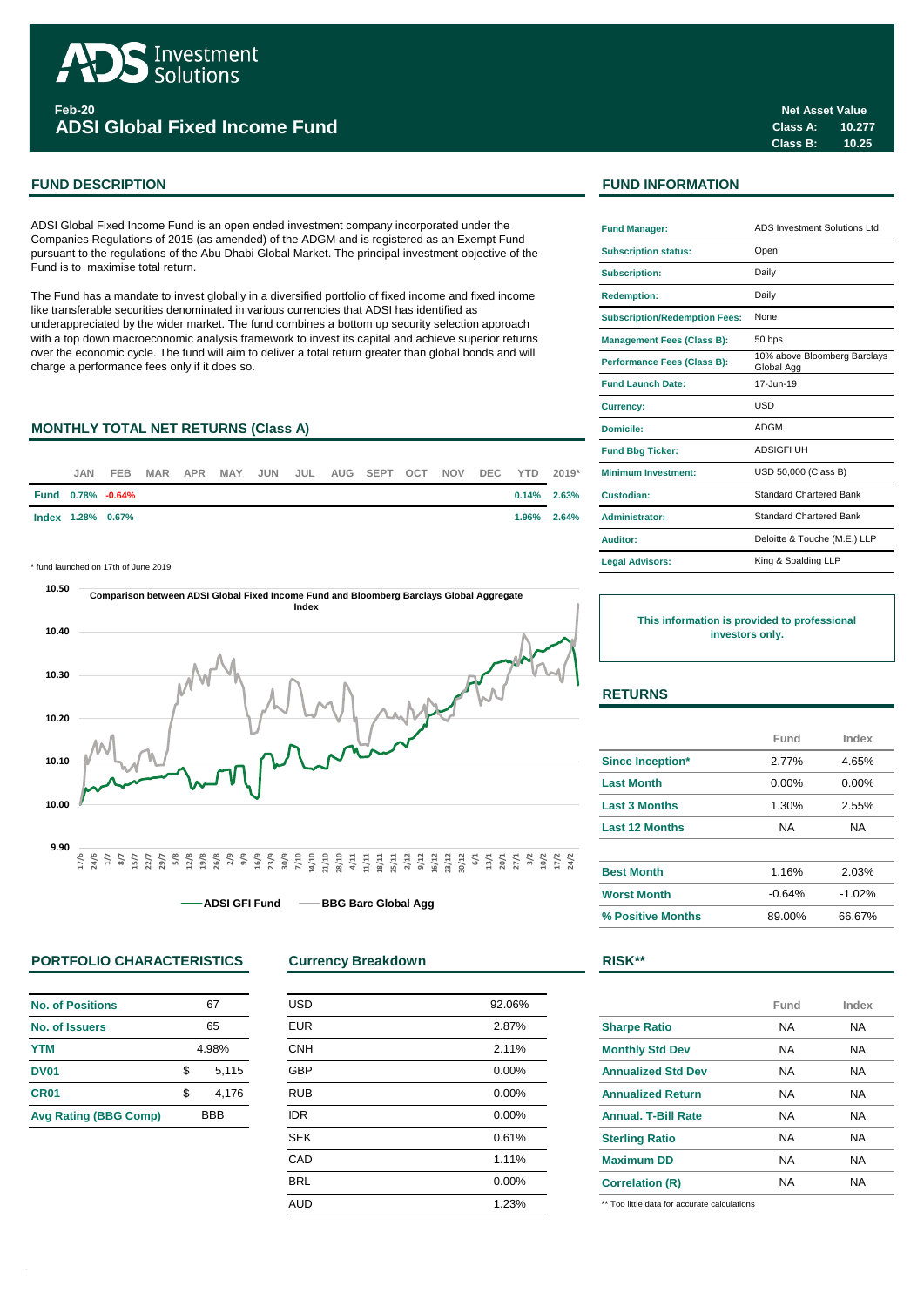# ADS Investment Solutions

**Feb-20**

## ADSI Global Fixed Income Fund

**Net Asset Value**
**Class A: 10.277**
**Class B: 10.25**

## FUND DESCRIPTION

ADSI Global Fixed Income Fund is an open ended investment company incorporated under the Companies Regulations of 2015 (as amended) of the ADGM and is registered as an Exempt Fund pursuant to the regulations of the Abu Dhabi Global Market. The principal investment objective of the Fund is to maximise total return.

The Fund has a mandate to invest globally in a diversified portfolio of fixed income and fixed income like transferable securities denominated in various currencies that ADSI has identified as underappreciated by the wider market. The fund combines a bottom up security selection approach with a top down macroeconomic analysis framework to invest its capital and achieve superior returns over the economic cycle. The fund will aim to deliver a total return greater than global bonds and will charge a performance fees only if it does so.

## MONTHLY TOTAL NET RETURNS (Class A)

| | JAN | FEB | MAR | APR | MAY | JUN | JUL | AUG | SEPT | OCT | NOV | DEC | YTD | 2019* |
|---|---|---|---|---|---|---|---|---|---|---|---|---|---|---|
| Fund | 0.78% | -0.64% | | | | | | | | | | | 0.14% | 2.63% |
| Index | 1.28% | 0.67% | | | | | | | | | | | 1.96% | 2.64% |

\* fund launched on 17th of June 2019

**Comparison between ADSI Global Fixed Income Fund and Bloomberg Barclays Global Aggregate Index**

ADSI GFI Fund — BBG Barc Global Agg

## FUND INFORMATION

| | |
|---|---|
| Fund Manager: | ADS Investment Solutions Ltd |
| Subscription status: | Open |
| Subscription: | Daily |
| Redemption: | Daily |
| Subscription/Redemption Fees: | None |
| Management Fees (Class B): | 50 bps |
| Performance Fees (Class B): | 10% above Bloomberg Barclays Global Agg |
| Fund Launch Date: | 17-Jun-19 |
| Currency: | USD |
| Domicile: | ADGM |
| Fund Bbg Ticker: | ADSIGFI UH |
| Minimum Investment: | USD 50,000 (Class B) |
| Custodian: | Standard Chartered Bank |
| Administrator: | Standard Chartered Bank |
| Auditor: | Deloitte & Touche (M.E.) LLP |
| Legal Advisors: | King & Spalding LLP |

**This information is provided to professional investors only.**

## RETURNS

| | Fund | Index |
|---|---|---|
| Since Inception* | 2.77% | 4.65% |
| Last Month | 0.00% | 0.00% |
| Last 3 Months | 1.30% | 2.55% |
| Last 12 Months | NA | NA |
| Best Month | 1.16% | 2.03% |
| Worst Month | -0.64% | -1.02% |
| % Positive Months | 89.00% | 66.67% |

## PORTFOLIO CHARACTERISTICS

| | |
|---|---|
| No. of Positions | 67 |
| No. of Issuers | 65 |
| YTM | 4.98% |
| DV01 | $ 5,115 |
| CR01 | $ 4,176 |
| Avg Rating (BBG Comp) | BBB |

## Currency Breakdown

| | |
|---|---|
| USD | 92.06% |
| EUR | 2.87% |
| CNH | 2.11% |
| GBP | 0.00% |
| RUB | 0.00% |
| IDR | 0.00% |
| SEK | 0.61% |
| CAD | 1.11% |
| BRL | 0.00% |
| AUD | 1.23% |

## RISK**

| | Fund | Index |
|---|---|---|
| Sharpe Ratio | NA | NA |
| Monthly Std Dev | NA | NA |
| Annualized Std Dev | NA | NA |
| Annualized Return | NA | NA |
| Annual. T-Bill Rate | NA | NA |
| Sterling Ratio | NA | NA |
| Maximum DD | NA | NA |
| Correlation (R) | NA | NA |

** Too little data for accurate calculations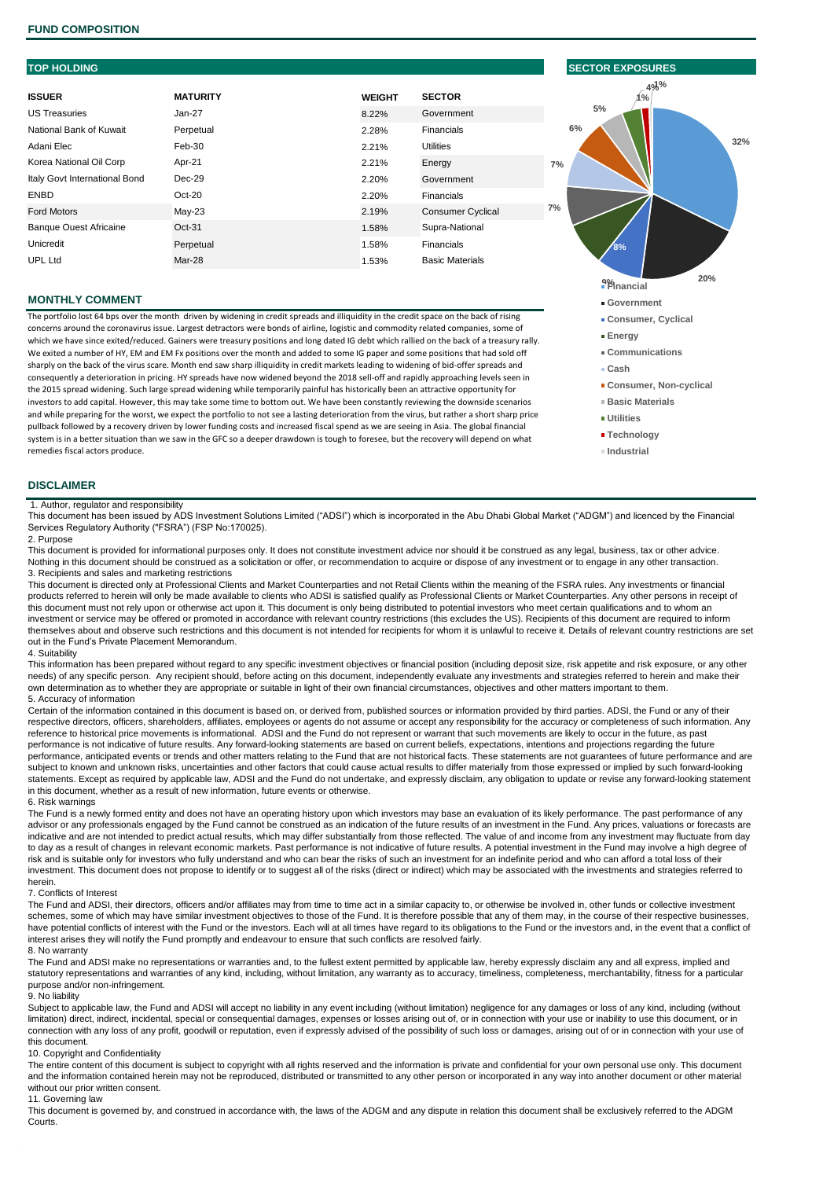## FUND COMPOSITION

### TOP HOLDING

| ISSUER | MATURITY | WEIGHT | SECTOR |
|---|---|---|---|
| US Treasuries | Jan-27 | 8.22% | Government |
| National Bank of Kuwait | Perpetual | 2.28% | Financials |
| Adani Elec | Feb-30 | 2.21% | Utilities |
| Korea National Oil Corp | Apr-21 | 2.21% | Energy |
| Italy Govt International Bond | Dec-29 | 2.20% | Government |
| ENBD | Oct-20 | 2.20% | Financials |
| Ford Motors | May-23 | 2.19% | Consumer Cyclical |
| Banque Ouest Africaine | Oct-31 | 1.58% | Supra-National |
| Unicredit | Perpetual | 1.58% | Financials |
| UPL Ltd | Mar-28 | 1.53% | Basic Materials |

### SECTOR EXPOSURES

32%
20%
9%
8%
7%
7%
6%
5%
4%
1%
1%

- Financial
- Government
- Consumer, Cyclical
- Energy
- Communications
- Cash
- Consumer, Non-cyclical
- Basic Materials
- Utilities
- Technology
- Industrial

### MONTHLY COMMENT

The portfolio lost 64 bps over the month driven by widening in credit spreads and illiquidity in the credit space on the back of rising concerns around the coronavirus issue. Largest detractors were bonds of airline, logistic and commodity related companies, some of which we have since exited/reduced. Gainers were treasury positions and long dated IG debt which rallied on the back of a treasury rally. We exited a number of HY, EM and EM Fx positions over the month and added to some IG paper and some positions that had sold off sharply on the back of the virus scare. Month end saw sharp illiquidity in credit markets leading to widening of bid-offer spreads and consequently a deterioration in pricing. HY spreads have now widened beyond the 2018 sell-off and rapidly approaching levels seen in the 2015 spread widening. Such large spread widening while temporarily painful has historically been an attractive opportunity for investors to add capital. However, this may take some time to bottom out. We have been constantly reviewing the downside scenarios and while preparing for the worst, we expect the portfolio to not see a lasting deterioration from the virus, but rather a short sharp price pullback followed by a recovery driven by lower funding costs and increased fiscal spend as we are seeing in Asia. The global financial system is in a better situation than we saw in the GFC so a deeper drawdown is tough to foresee, but the recovery will depend on what remedies fiscal actors produce.

## DISCLAIMER

1. Author, regulator and responsibility

This document has been issued by ADS Investment Solutions Limited ("ADSI") which is incorporated in the Abu Dhabi Global Market ("ADGM") and licenced by the Financial Services Regulatory Authority ("FSRA") (FSP No:170025).

2. Purpose

This document is provided for informational purposes only. It does not constitute investment advice nor should it be construed as any legal, business, tax or other advice. Nothing in this document should be construed as a solicitation or offer, or recommendation to acquire or dispose of any investment or to engage in any other transaction.

3. Recipients and sales and marketing restrictions

This document is directed only at Professional Clients and Market Counterparties and not Retail Clients within the meaning of the FSRA rules. Any investments or financial products referred to herein will only be made available to clients who ADSI is satisfied qualify as Professional Clients or Market Counterparties. Any other persons in receipt of this document must not rely upon or otherwise act upon it. This document is only being distributed to potential investors who meet certain qualifications and to whom an investment or service may be offered or promoted in accordance with relevant country restrictions (this excludes the US). Recipients of this document are required to inform themselves about and observe such restrictions and this document is not intended for recipients for whom it is unlawful to receive it. Details of relevant country restrictions are set out in the Fund's Private Placement Memorandum.

4. Suitability

This information has been prepared without regard to any specific investment objectives or financial position (including deposit size, risk appetite and risk exposure, or any other needs) of any specific person. Any recipient should, before acting on this document, independently evaluate any investments and strategies referred to herein and make their own determination as to whether they are appropriate or suitable in light of their own financial circumstances, objectives and other matters important to them.

5. Accuracy of information

Certain of the information contained in this document is based on, or derived from, published sources or information provided by third parties. ADSI, the Fund or any of their respective directors, officers, shareholders, affiliates, employees or agents do not assume or accept any responsibility for the accuracy or completeness of such information. Any reference to historical price movements is informational. ADSI and the Fund do not represent or warrant that such movements are likely to occur in the future, as past performance is not indicative of future results. Any forward-looking statements are based on current beliefs, expectations, intentions and projections regarding the future performance, anticipated events or trends and other matters relating to the Fund that are not historical facts. These statements are not guarantees of future performance and are subject to known and unknown risks, uncertainties and other factors that could cause actual results to differ materially from those expressed or implied by such forward-looking statements. Except as required by applicable law, ADSI and the Fund do not undertake, and expressly disclaim, any obligation to update or revise any forward-looking statement in this document, whether as a result of new information, future events or otherwise.

6. Risk warnings

The Fund is a newly formed entity and does not have an operating history upon which investors may base an evaluation of its likely performance. The past performance of any advisor or any professionals engaged by the Fund cannot be construed as an indication of the future results of an investment in the Fund. Any prices, valuations or forecasts are indicative and are not intended to predict actual results, which may differ substantially from those reflected. The value of and income from any investment may fluctuate from day to day as a result of changes in relevant economic markets. Past performance is not indicative of future results. A potential investment in the Fund may involve a high degree of risk and is suitable only for investors who fully understand and who can bear the risks of such an investment for an indefinite period and who can afford a total loss of their investment. This document does not propose to identify or to suggest all of the risks (direct or indirect) which may be associated with the investments and strategies referred to herein.

7. Conflicts of Interest

The Fund and ADSI, their directors, officers and/or affiliates may from time to time act in a similar capacity to, or otherwise be involved in, other funds or collective investment schemes, some of which may have similar investment objectives to those of the Fund. It is therefore possible that any of them may, in the course of their respective businesses, have potential conflicts of interest with the Fund or the investors. Each will at all times have regard to its obligations to the Fund or the investors and, in the event that a conflict of interest arises they will notify the Fund promptly and endeavour to ensure that such conflicts are resolved fairly.

8. No warranty

The Fund and ADSI make no representations or warranties and, to the fullest extent permitted by applicable law, hereby expressly disclaim any and all express, implied and statutory representations and warranties of any kind, including, without limitation, any warranty as to accuracy, timeliness, completeness, merchantability, fitness for a particular purpose and/or non-infringement.

9. No liability

Subject to applicable law, the Fund and ADSI will accept no liability in any event including (without limitation) negligence for any damages or loss of any kind, including (without limitation) direct, indirect, incidental, special or consequential damages, expenses or losses arising out of, or in connection with your use or inability to use this document, or in connection with any loss of any profit, goodwill or reputation, even if expressly advised of the possibility of such loss or damages, arising out of or in connection with your use of this document.

10. Copyright and Confidentiality

The entire content of this document is subject to copyright with all rights reserved and the information is private and confidential for your own personal use only. This document and the information contained herein may not be reproduced, distributed or transmitted to any other person or incorporated in any way into another document or other material without our prior written consent.

11. Governing law

This document is governed by, and construed in accordance with, the laws of the ADGM and any dispute in relation this document shall be exclusively referred to the ADGM Courts.